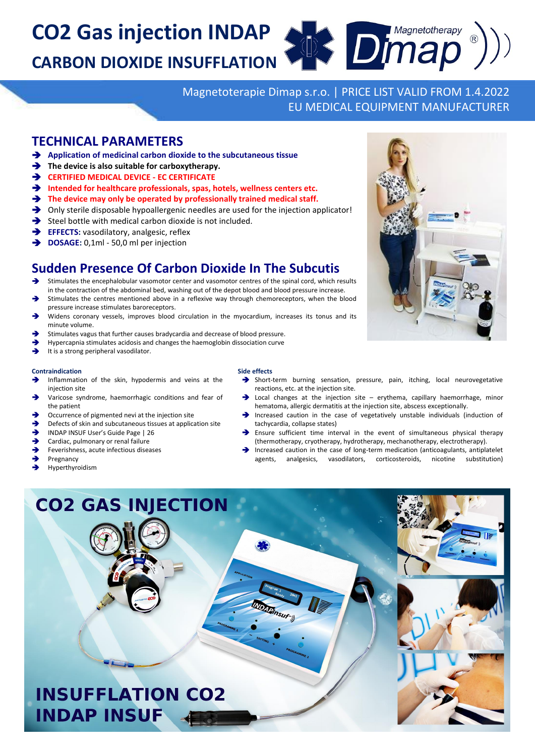# CO2 Gas injection INDAP

## CARBON DIOXIDE INSUFFLATION

Magnetoterapie Dimap s.r.o. | PRICE LIST VALID FROM 1.4.2022
EU MEDICAL EQUIPMENT MANUFACTURER

## TECHNICAL PARAMETERS

- **Application of medicinal carbon dioxide to the subcutaneous tissue**
- **The device is also suitable for carboxytherapy.**
- **CERTIFIED MEDICAL DEVICE - EC CERTIFICATE**
- **Intended for healthcare professionals, spas, hotels, wellness centers etc.**
- **The device may only be operated by professionally trained medical staff.**
- Only sterile disposable hypoallergenic needles are used for the injection applicator!
- Steel bottle with medical carbon dioxide is not included.
- **EFFECTS:** vasodilatory, analgesic, reflex
- **DOSAGE:** 0,1ml - 50,0 ml per injection

## Sudden Presence Of Carbon Dioxide In The Subcutis

- Stimulates the encephalobular vasomotor center and vasomotor centres of the spinal cord, which results in the contraction of the abdominal bed, washing out of the depot blood and blood pressure increase.
- Stimulates the centres mentioned above in a reflexive way through chemoreceptors, when the blood pressure increase stimulates baroreceptors.
- Widens coronary vessels, improves blood circulation in the myocardium, increases its tonus and its minute volume.
- Stimulates vagus that further causes bradycardia and decrease of blood pressure.
- Hypercapnia stimulates acidosis and changes the haemoglobin dissociation curve
- It is a strong peripheral vasodilator.

### Contraindication

- Inflammation of the skin, hypodermis and veins at the injection site
- Varicose syndrome, haemorrhagic conditions and fear of the patient
- Occurrence of pigmented nevi at the injection site
- Defects of skin and subcutaneous tissues at application site
- INDAP INSUF User's Guide Page | 26
- Cardiac, pulmonary or renal failure
- Feverishness, acute infectious diseases
- Pregnancy
- Hyperthyroidism

### Side effects

- Short-term burning sensation, pressure, pain, itching, local neurovegetative reactions, etc. at the injection site.
- Local changes at the injection site – erythema, capillary haemorrhage, minor hematoma, allergic dermatitis at the injection site, abscess exceptionally.
- Increased caution in the case of vegetatively unstable individuals (induction of tachycardia, collapse states)
- Ensure sufficient time interval in the event of simultaneous physical therapy (thermotherapy, cryotherapy, hydrotherapy, mechanotherapy, electrotherapy).
- Increased caution in the case of long-term medication (anticoagulants, antiplatelet agents, analgesics, vasodilators, corticosteroids, nicotine substitution)

## CO2 GAS INJECTION

## INSUFFLATION CO2 INDAP INSUF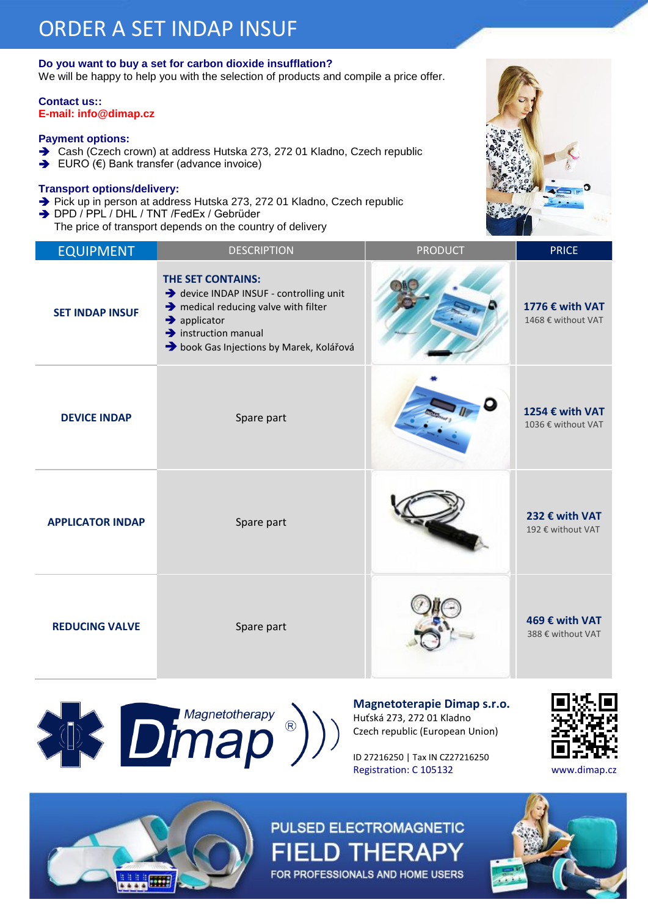# ORDER A SET INDAP INSUF

**Do you want to buy a set for carbon dioxide insufflation?**
We will be happy to help you with the selection of products and compile a price offer.

**Contact us::**
**E-mail: info@dimap.cz**

**Payment options:**
- Cash (Czech crown) at address Hutska 273, 272 01 Kladno, Czech republic
- EURO (€) Bank transfer (advance invoice)

**Transport options/delivery:**
- Pick up in person at address Hutska 273, 272 01 Kladno, Czech republic
- DPD / PPL / DHL / TNT /FedEx / Gebrüder
  The price of transport depends on the country of delivery

| EQUIPMENT | DESCRIPTION | PRODUCT | PRICE |
|---|---|---|---|
| **SET INDAP INSUF** | **THE SET CONTAINS:** ➔ device INDAP INSUF - controlling unit ➔ medical reducing valve with filter ➔ applicator ➔ instruction manual ➔ book Gas Injections by Marek, Kolářová | | **1776 € with VAT** 1468 € without VAT |
| **DEVICE INDAP** | Spare part | | **1254 € with VAT** 1036 € without VAT |
| **APPLICATOR INDAP** | Spare part | | **232 € with VAT** 192 € without VAT |
| **REDUCING VALVE** | Spare part | | **469 € with VAT** 388 € without VAT |

Magnetotherapy Dimap®

**Magnetoterapie Dimap s.r.o.**
Huťská 273, 272 01 Kladno
Czech republic (European Union)

ID 27216250 | Tax IN CZ27216250
Registration: C 105132

www.dimap.cz

PULSED ELECTROMAGNETIC
FIELD THERAPY
FOR PROFESSIONALS AND HOME USERS